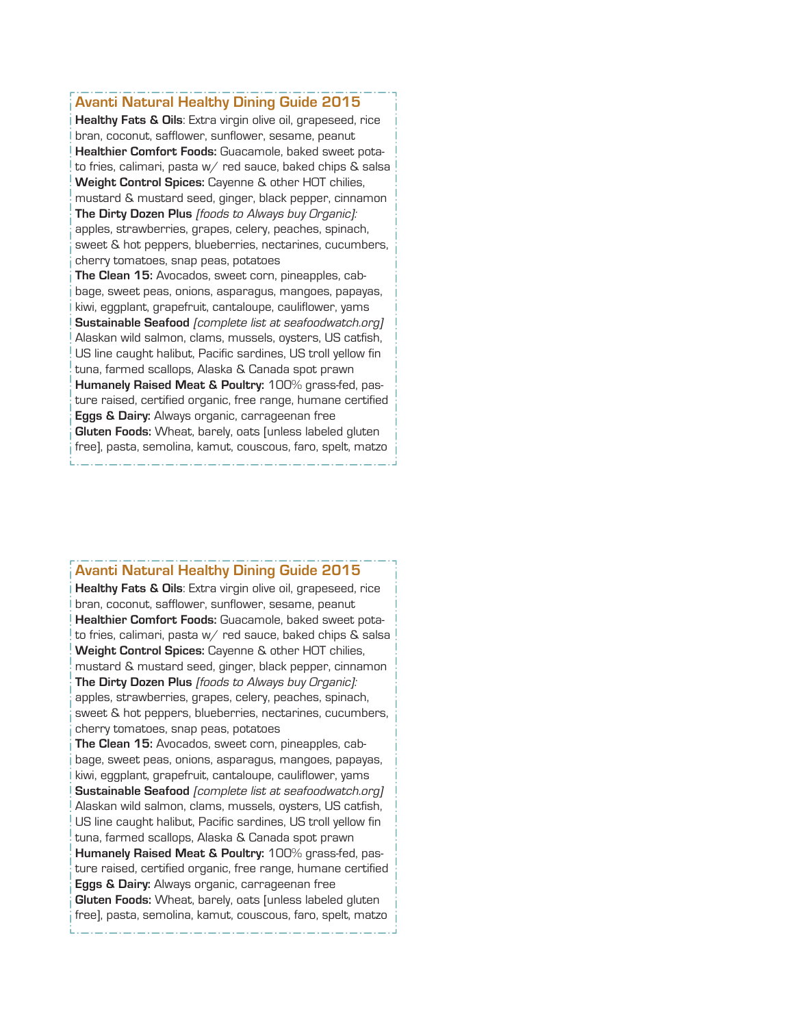## Avanti Natural Healthy Dining Guide 2015

**Healthy Fats & Oils**: Extra virgin olive oil, grapeseed, rice bran, coconut, safflower, sunflower, sesame, peanut

**Healthier Comfort Foods:** Guacamole, baked sweet potato fries, calimari, pasta w/ red sauce, baked chips & salsa

**Weight Control Spices:** Cayenne & other HOT chilies, mustard & mustard seed, ginger, black pepper, cinnamon

**The Dirty Dozen Plus** *[foods to Always buy Organic]:* apples, strawberries, grapes, celery, peaches, spinach, sweet & hot peppers, blueberries, nectarines, cucumbers, cherry tomatoes, snap peas, potatoes

**The Clean 15:** Avocados, sweet corn, pineapples, cabbage, sweet peas, onions, asparagus, mangoes, papayas, kiwi, eggplant, grapefruit, cantaloupe, cauliflower, yams

**Sustainable Seafood** *[complete list at seafoodwatch.org]* Alaskan wild salmon, clams, mussels, oysters, US catfish, US line caught halibut, Pacific sardines, US troll yellow fin tuna, farmed scallops, Alaska & Canada spot prawn

**Humanely Raised Meat & Poultry:** 100% grass-fed, pasture raised, certified organic, free range, humane certified

**Eggs & Dairy:** Always organic, carrageenan free

**Gluten Foods:** Wheat, barely, oats [unless labeled gluten free], pasta, semolina, kamut, couscous, faro, spelt, matzo

## Avanti Natural Healthy Dining Guide 2015

**Healthy Fats & Oils**: Extra virgin olive oil, grapeseed, rice bran, coconut, safflower, sunflower, sesame, peanut

**Healthier Comfort Foods:** Guacamole, baked sweet potato fries, calimari, pasta w/ red sauce, baked chips & salsa

**Weight Control Spices:** Cayenne & other HOT chilies, mustard & mustard seed, ginger, black pepper, cinnamon

**The Dirty Dozen Plus** *[foods to Always buy Organic]:* apples, strawberries, grapes, celery, peaches, spinach, sweet & hot peppers, blueberries, nectarines, cucumbers, cherry tomatoes, snap peas, potatoes

**The Clean 15:** Avocados, sweet corn, pineapples, cabbage, sweet peas, onions, asparagus, mangoes, papayas, kiwi, eggplant, grapefruit, cantaloupe, cauliflower, yams

**Sustainable Seafood** *[complete list at seafoodwatch.org]* Alaskan wild salmon, clams, mussels, oysters, US catfish, US line caught halibut, Pacific sardines, US troll yellow fin tuna, farmed scallops, Alaska & Canada spot prawn

**Humanely Raised Meat & Poultry:** 100% grass-fed, pasture raised, certified organic, free range, humane certified

**Eggs & Dairy:** Always organic, carrageenan free

**Gluten Foods:** Wheat, barely, oats [unless labeled gluten free], pasta, semolina, kamut, couscous, faro, spelt, matzo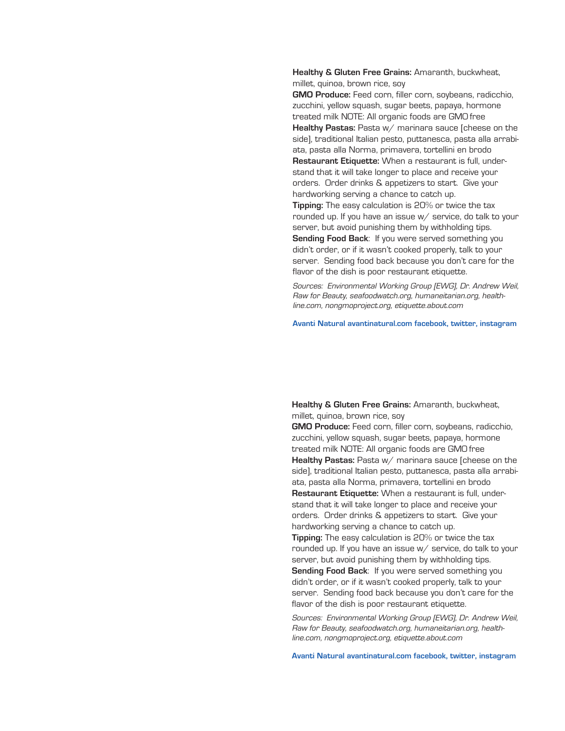**Healthy & Gluten Free Grains:** Amaranth, buckwheat, millet, quinoa, brown rice, soy

**GMO Produce:** Feed corn, filler corn, soybeans, radicchio, zucchini, yellow squash, sugar beets, papaya, hormone treated milk NOTE: All organic foods are GMO free

**Healthy Pastas:** Pasta w/ marinara sauce [cheese on the side], traditional Italian pesto, puttanesca, pasta alla arrabiata, pasta alla Norma, primavera, tortellini en brodo

**Restaurant Etiquette:** When a restaurant is full, understand that it will take longer to place and receive your orders. Order drinks & appetizers to start. Give your hardworking serving a chance to catch up.

**Tipping:** The easy calculation is 20% or twice the tax rounded up. If you have an issue w/ service, do talk to your server, but avoid punishing them by withholding tips.

**Sending Food Back**: If you were served something you didn't order, or if it wasn't cooked properly, talk to your server. Sending food back because you don't care for the flavor of the dish is poor restaurant etiquette.

*Sources: Environmental Working Group [EWG], Dr. Andrew Weil, Raw for Beauty, seafoodwatch.org, humaneitarian.org, healthline.com, nongmoproject.org, etiquette.about.com*

**Avanti Natural avantinatural.com facebook, twitter, instagram**

**Healthy & Gluten Free Grains:** Amaranth, buckwheat, millet, quinoa, brown rice, soy

**GMO Produce:** Feed corn, filler corn, soybeans, radicchio, zucchini, yellow squash, sugar beets, papaya, hormone treated milk NOTE: All organic foods are GMO free

**Healthy Pastas:** Pasta w/ marinara sauce [cheese on the side], traditional Italian pesto, puttanesca, pasta alla arrabiata, pasta alla Norma, primavera, tortellini en brodo

**Restaurant Etiquette:** When a restaurant is full, understand that it will take longer to place and receive your orders. Order drinks & appetizers to start. Give your hardworking serving a chance to catch up.

**Tipping:** The easy calculation is 20% or twice the tax rounded up. If you have an issue w/ service, do talk to your server, but avoid punishing them by withholding tips.

**Sending Food Back**: If you were served something you didn't order, or if it wasn't cooked properly, talk to your server. Sending food back because you don't care for the flavor of the dish is poor restaurant etiquette.

*Sources: Environmental Working Group [EWG], Dr. Andrew Weil, Raw for Beauty, seafoodwatch.org, humaneitarian.org, healthline.com, nongmoproject.org, etiquette.about.com*

**Avanti Natural avantinatural.com facebook, twitter, instagram**